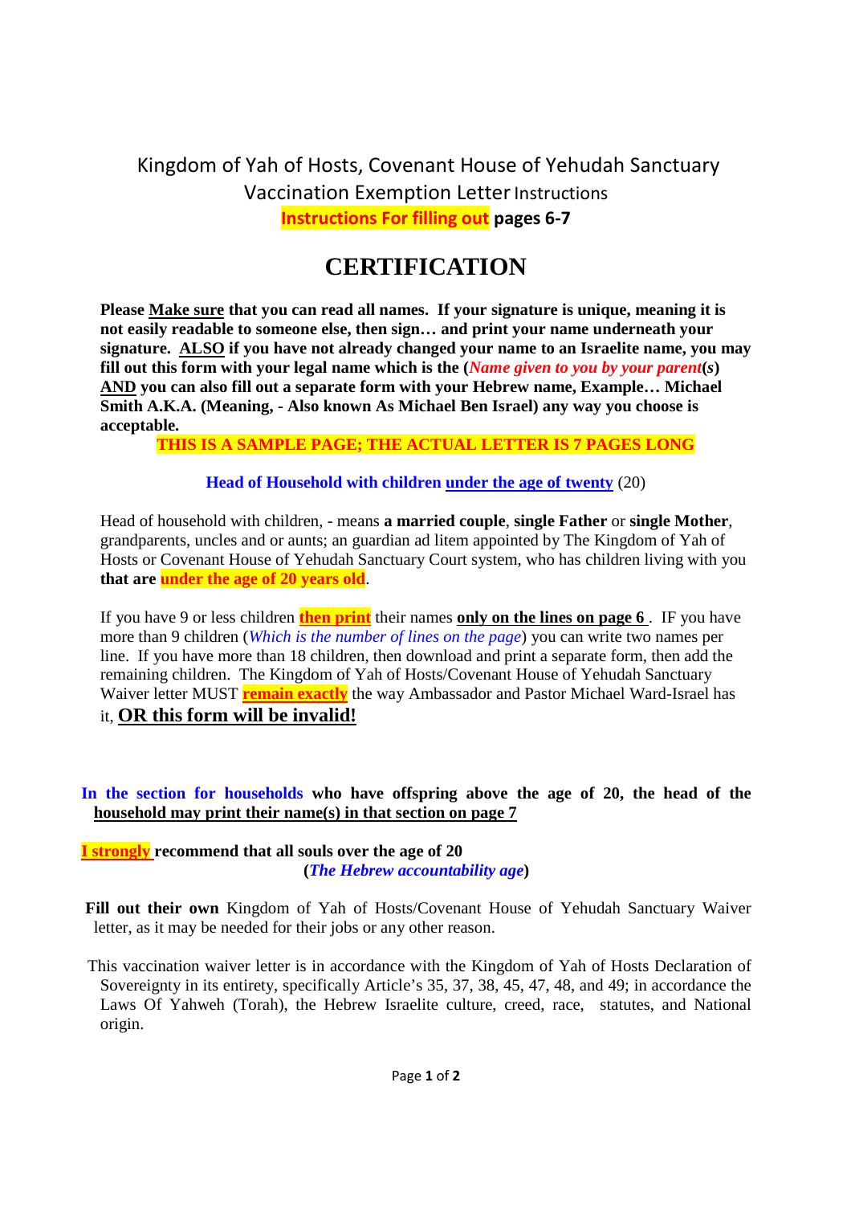# Kingdom of Yah of Hosts, Covenant House of Yehudah Sanctuary Vaccination Exemption Letter Instructions

**Instructions For filling out pages 6-7**

# CERTIFICATION

**Please Make sure that you can read all names. If your signature is unique, meaning it is not easily readable to someone else, then sign… and print your name underneath your signature. ALSO if you have not already changed your name to an Israelite name, you may fill out this form with your legal name which is the (*Name given to you by your parent(s)*) AND you can also fill out a separate form with your Hebrew name, Example… Michael Smith A.K.A. (Meaning, - Also known As Michael Ben Israel) any way you choose is acceptable.**

**THIS IS A SAMPLE PAGE; THE ACTUAL LETTER IS 7 PAGES LONG**

**Head of Household with children under the age of twenty** (20)

Head of household with children, - means **a married couple**, **single Father** or **single Mother**, grandparents, uncles and or aunts; an guardian ad litem appointed by The Kingdom of Yah of Hosts or Covenant House of Yehudah Sanctuary Court system, who has children living with you **that are under the age of 20 years old**.

If you have 9 or less children **then print** their names **only on the lines on page 6** . IF you have more than 9 children (*Which is the number of lines on the page*) you can write two names per line. If you have more than 18 children, then download and print a separate form, then add the remaining children. The Kingdom of Yah of Hosts/Covenant House of Yehudah Sanctuary Waiver letter MUST **remain exactly** the way Ambassador and Pastor Michael Ward-Israel has it, **OR this form will be invalid!**

**In the section for households who have offspring above the age of 20, the head of the household may print their name(s) in that section on page 7**

**I strongly recommend that all souls over the age of 20**
**(*The Hebrew accountability age*)**

**Fill out their own** Kingdom of Yah of Hosts/Covenant House of Yehudah Sanctuary Waiver letter, as it may be needed for their jobs or any other reason.

This vaccination waiver letter is in accordance with the Kingdom of Yah of Hosts Declaration of Sovereignty in its entirety, specifically Article's 35, 37, 38, 45, 47, 48, and 49; in accordance the Laws Of Yahweh (Torah), the Hebrew Israelite culture, creed, race, statutes, and National origin.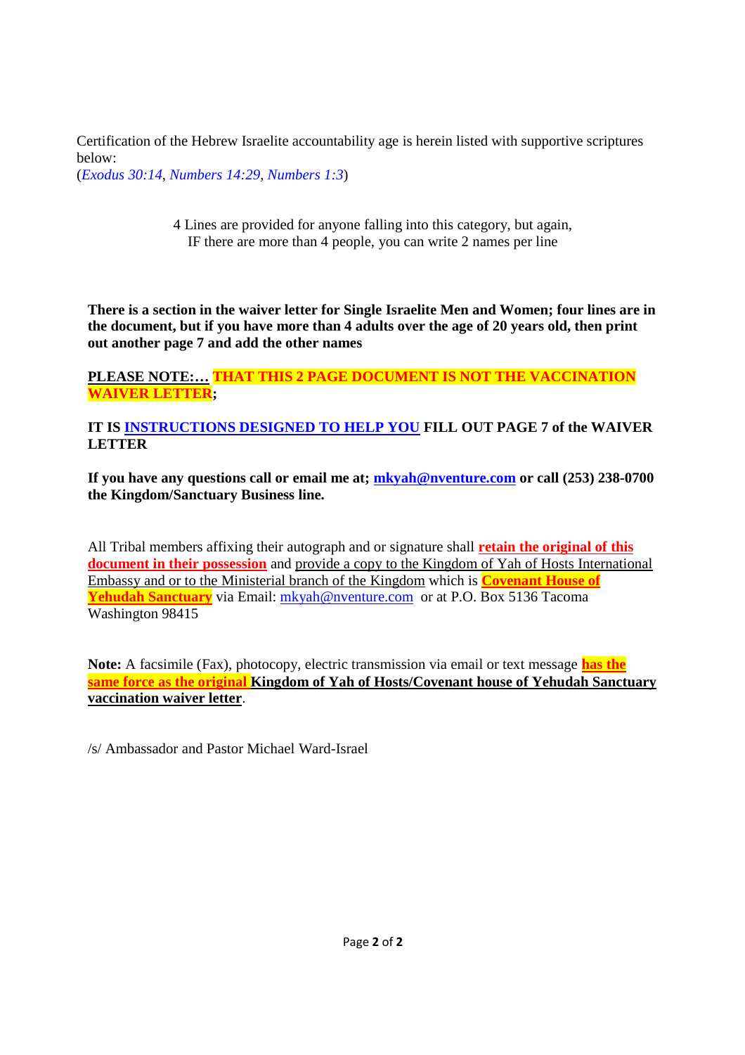Certification of the Hebrew Israelite accountability age is herein listed with supportive scriptures below:
(*Exodus 30:14*, *Numbers 14:29*, *Numbers 1:3*)

4 Lines are provided for anyone falling into this category, but again,
IF there are more than 4 people, you can write 2 names per line

**There is a section in the waiver letter for Single Israelite Men and Women; four lines are in the document, but if you have more than 4 adults over the age of 20 years old, then print out another page 7 and add the other names**

**PLEASE NOTE:… THAT THIS 2 PAGE DOCUMENT IS NOT THE VACCINATION WAIVER LETTER;**

**IT IS INSTRUCTIONS DESIGNED TO HELP YOU FILL OUT PAGE 7 of the WAIVER LETTER**

**If you have any questions call or email me at; mkyah@nventure.com or call (253) 238-0700 the Kingdom/Sanctuary Business line.**

All Tribal members affixing their autograph and or signature shall **retain the original of this document in their possession** and provide a copy to the Kingdom of Yah of Hosts International Embassy and or to the Ministerial branch of the Kingdom which is **Covenant House of Yehudah Sanctuary** via Email: mkyah@nventure.com or at P.O. Box 5136 Tacoma Washington 98415

**Note:** A facsimile (Fax), photocopy, electric transmission via email or text message **has the same force as the original Kingdom of Yah of Hosts/Covenant house of Yehudah Sanctuary vaccination waiver letter**.

/s/ Ambassador and Pastor Michael Ward-Israel